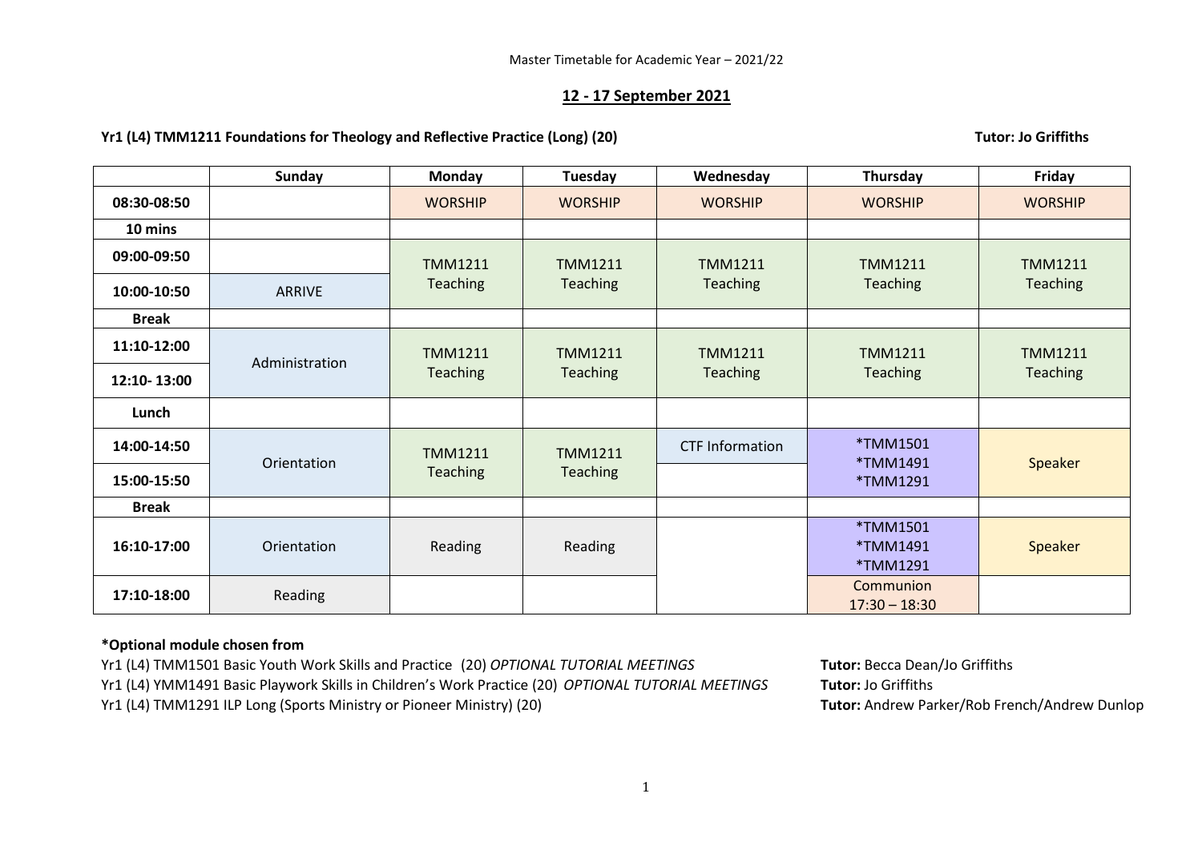Master Timetable for Academic Year – 2021/22

## 12 - 17 September 2021

**Yr1 (L4) TMM1211 Foundations for Theology and Reflective Practice (Long) (20)** **Tutor: Jo Griffiths**

| | Sunday | Monday | Tuesday | Wednesday | Thursday | Friday |
|---|---|---|---|---|---|---|
| **08:30-08:50** | | WORSHIP | WORSHIP | WORSHIP | WORSHIP | WORSHIP |
| **10 mins** | | | | | | |
| **09:00-09:50** | | TMM1211 Teaching | TMM1211 Teaching | TMM1211 Teaching | TMM1211 Teaching | TMM1211 Teaching |
| **10:00-10:50** | ARRIVE | | | | | |
| **Break** | | | | | | |
| **11:10-12:00** | Administration | TMM1211 Teaching | TMM1211 Teaching | TMM1211 Teaching | TMM1211 Teaching | TMM1211 Teaching |
| **12:10- 13:00** | | | | | | |
| **Lunch** | | | | | | |
| **14:00-14:50** | Orientation | TMM1211 Teaching | TMM1211 Teaching | CTF Information | *TMM1501 *TMM1491 *TMM1291 | Speaker |
| **15:00-15:50** | | | | | | |
| **Break** | | | | | | |
| **16:10-17:00** | Orientation | Reading | Reading | | *TMM1501 *TMM1491 *TMM1291 | Speaker |
| **17:10-18:00** | Reading | | | | Communion 17:30 – 18:30 | |

**\*Optional module chosen from**

Yr1 (L4) TMM1501 Basic Youth Work Skills and Practice (20) *OPTIONAL TUTORIAL MEETINGS* **Tutor:** Becca Dean/Jo Griffiths

Yr1 (L4) YMM1491 Basic Playwork Skills in Children's Work Practice (20) *OPTIONAL TUTORIAL MEETINGS* **Tutor:** Jo Griffiths

Yr1 (L4) TMM1291 ILP Long (Sports Ministry or Pioneer Ministry) (20) **Tutor:** Andrew Parker/Rob French/Andrew Dunlop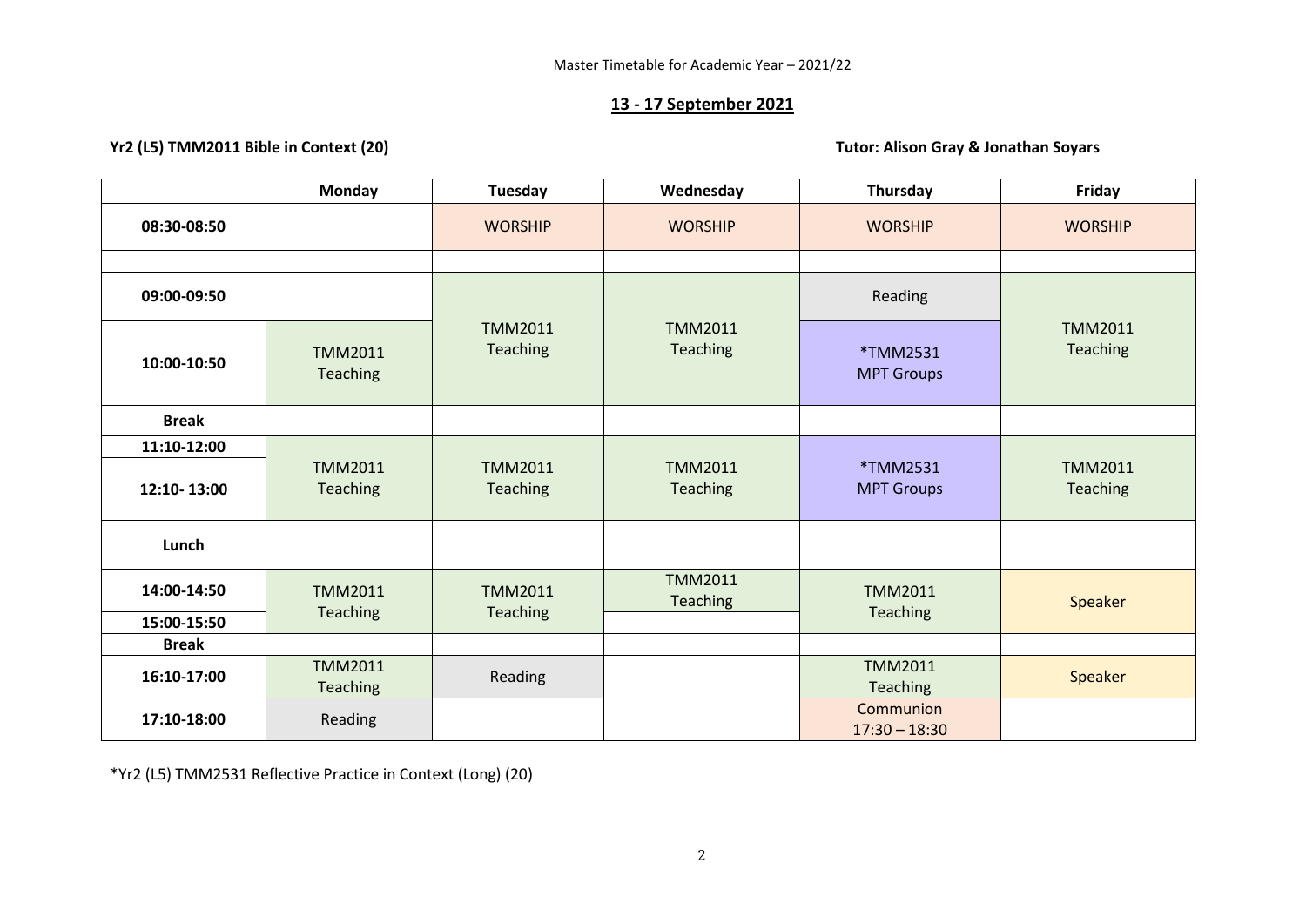Master Timetable for Academic Year – 2021/22

## 13 - 17 September 2021

**Yr2 (L5) TMM2011 Bible in Context (20)**

**Tutor: Alison Gray & Jonathan Soyars**

| | Monday | Tuesday | Wednesday | Thursday | Friday |
|---|---|---|---|---|---|
| **08:30-08:50** | | WORSHIP | WORSHIP | WORSHIP | WORSHIP |
| | | | | | |
| **09:00-09:50** | | TMM2011 Teaching | TMM2011 Teaching | Reading | TMM2011 Teaching |
| **10:00-10:50** | TMM2011 Teaching | | | *TMM2531 MPT Groups | |
| **Break** | | | | | |
| **11:10-12:00** | TMM2011 Teaching | TMM2011 Teaching | TMM2011 Teaching | *TMM2531 MPT Groups | TMM2011 Teaching |
| **12:10- 13:00** | | | | | |
| **Lunch** | | | | | |
| **14:00-14:50** | TMM2011 Teaching | TMM2011 Teaching | TMM2011 Teaching | TMM2011 Teaching | Speaker |
| **15:00-15:50** | | | | | |
| **Break** | | | | | |
| **16:10-17:00** | TMM2011 Teaching | Reading | | TMM2011 Teaching | Speaker |
| **17:10-18:00** | Reading | | | Communion 17:30 – 18:30 | |

*Yr2 (L5) TMM2531 Reflective Practice in Context (Long) (20)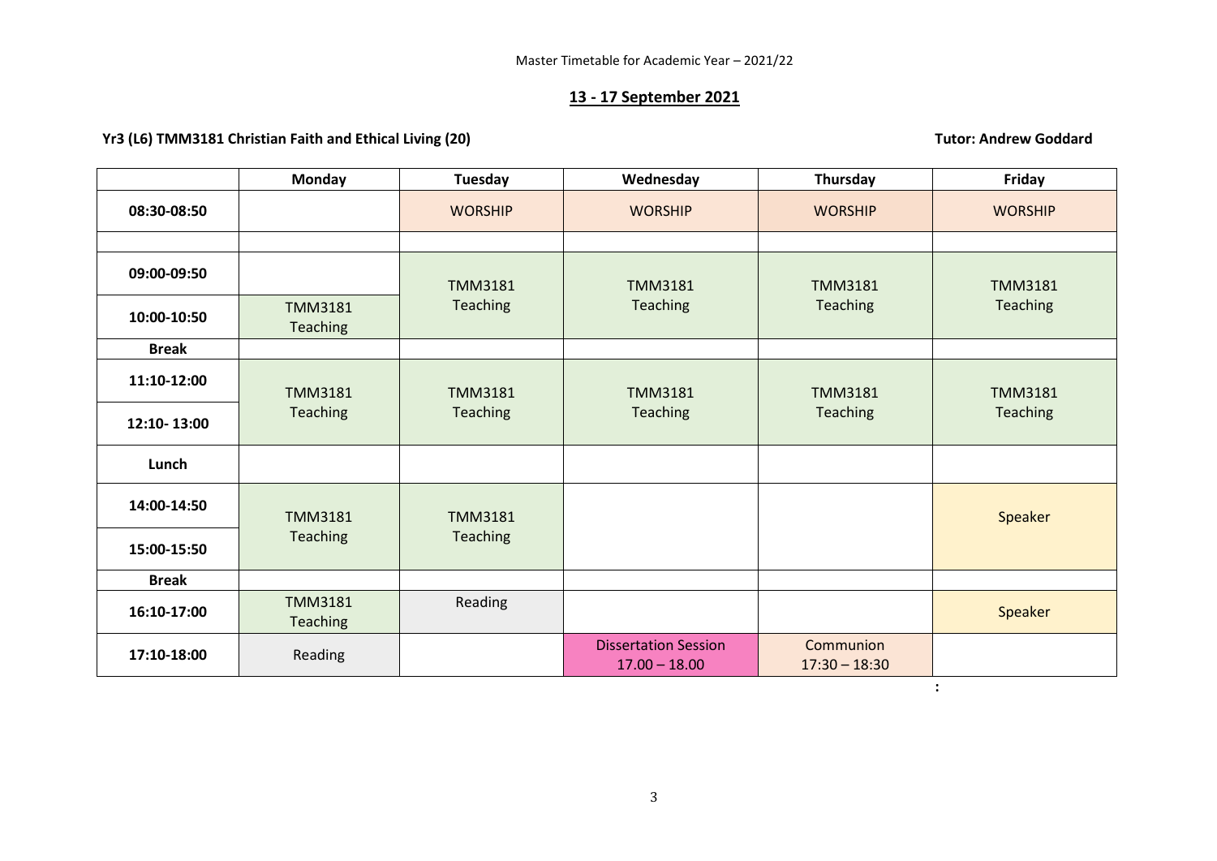Master Timetable for Academic Year – 2021/22

## 13 - 17 September 2021

**Yr3 (L6) TMM3181 Christian Faith and Ethical Living (20)** **Tutor: Andrew Goddard**

| | Monday | Tuesday | Wednesday | Thursday | Friday |
|---|---|---|---|---|---|
| 08:30-08:50 | | WORSHIP | WORSHIP | WORSHIP | WORSHIP |
| | | | | | |
| 09:00-09:50 | | TMM3181 Teaching | TMM3181 Teaching | TMM3181 Teaching | TMM3181 Teaching |
| 10:00-10:50 | TMM3181 Teaching | | | | |
| Break | | | | | |
| 11:10-12:00 | TMM3181 Teaching | TMM3181 Teaching | TMM3181 Teaching | TMM3181 Teaching | TMM3181 Teaching |
| 12:10- 13:00 | | | | | |
| Lunch | | | | | |
| 14:00-14:50 | TMM3181 Teaching | TMM3181 Teaching | | | Speaker |
| 15:00-15:50 | | | | | |
| Break | | | | | |
| 16:10-17:00 | TMM3181 Teaching | Reading | | | Speaker |
| 17:10-18:00 | Reading | | Dissertation Session 17.00 – 18.00 | Communion 17:30 – 18:30 | |

: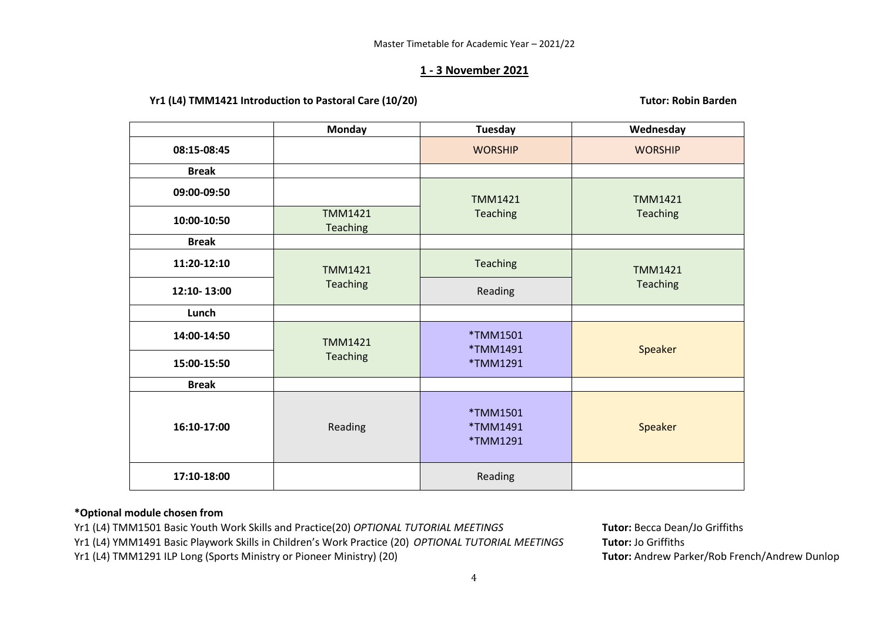Master Timetable for Academic Year – 2021/22

## 1 - 3 November 2021

**Yr1 (L4) TMM1421 Introduction to Pastoral Care (10/20)** **Tutor: Robin Barden**

| | Monday | Tuesday | Wednesday |
|---|---|---|---|
| **08:15-08:45** | | WORSHIP | WORSHIP |
| **Break** | | | |
| **09:00-09:50** | | TMM1421 Teaching | TMM1421 Teaching |
| **10:00-10:50** | TMM1421 Teaching | | |
| **Break** | | | |
| **11:20-12:10** | TMM1421 Teaching | Teaching | TMM1421 Teaching |
| **12:10- 13:00** | | Reading | |
| **Lunch** | | | |
| **14:00-14:50** | TMM1421 Teaching | *TMM1501 *TMM1491 *TMM1291 | Speaker |
| **15:00-15:50** | | | |
| **Break** | | | |
| **16:10-17:00** | Reading | *TMM1501 *TMM1491 *TMM1291 | Speaker |
| **17:10-18:00** | | Reading | |

**\*Optional module chosen from**

Yr1 (L4) TMM1501 Basic Youth Work Skills and Practice(20) *OPTIONAL TUTORIAL MEETINGS* **Tutor:** Becca Dean/Jo Griffiths

Yr1 (L4) YMM1491 Basic Playwork Skills in Children's Work Practice (20) *OPTIONAL TUTORIAL MEETINGS* **Tutor:** Jo Griffiths

Yr1 (L4) TMM1291 ILP Long (Sports Ministry or Pioneer Ministry) (20) **Tutor:** Andrew Parker/Rob French/Andrew Dunlop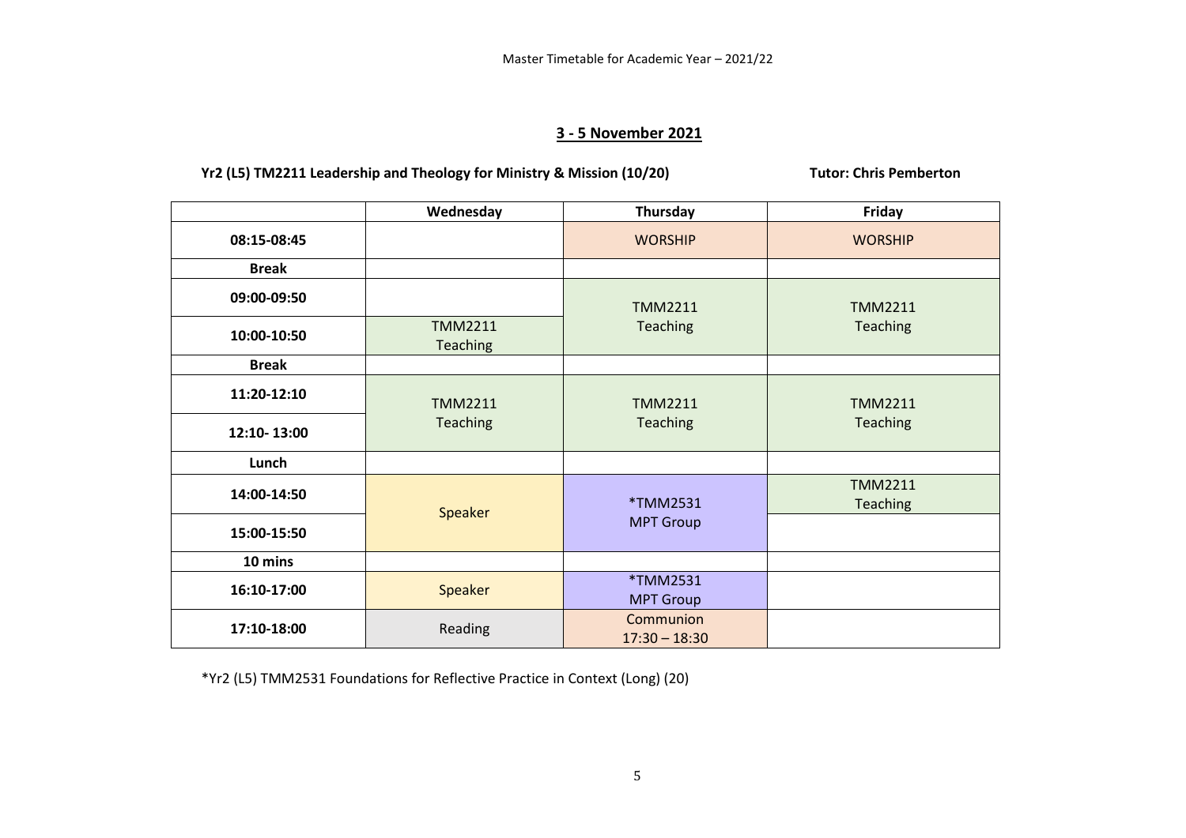Master Timetable for Academic Year – 2021/22

## 3 - 5 November 2021

**Yr2 (L5) TM2211 Leadership and Theology for Ministry & Mission (10/20)** **Tutor: Chris Pemberton**

| | Wednesday | Thursday | Friday |
|---|---|---|---|
| **08:15-08:45** | | WORSHIP | WORSHIP |
| **Break** | | | |
| **09:00-09:50** | | TMM2211 Teaching | TMM2211 Teaching |
| **10:00-10:50** | TMM2211 Teaching | | |
| **Break** | | | |
| **11:20-12:10** | TMM2211 Teaching | TMM2211 Teaching | TMM2211 Teaching |
| **12:10- 13:00** | | | |
| **Lunch** | | | |
| **14:00-14:50** | Speaker | *TMM2531 MPT Group | TMM2211 Teaching |
| **15:00-15:50** | | | |
| **10 mins** | | | |
| **16:10-17:00** | Speaker | *TMM2531 MPT Group | |
| **17:10-18:00** | Reading | Communion 17:30 – 18:30 | |

*Yr2 (L5) TMM2531 Foundations for Reflective Practice in Context (Long) (20)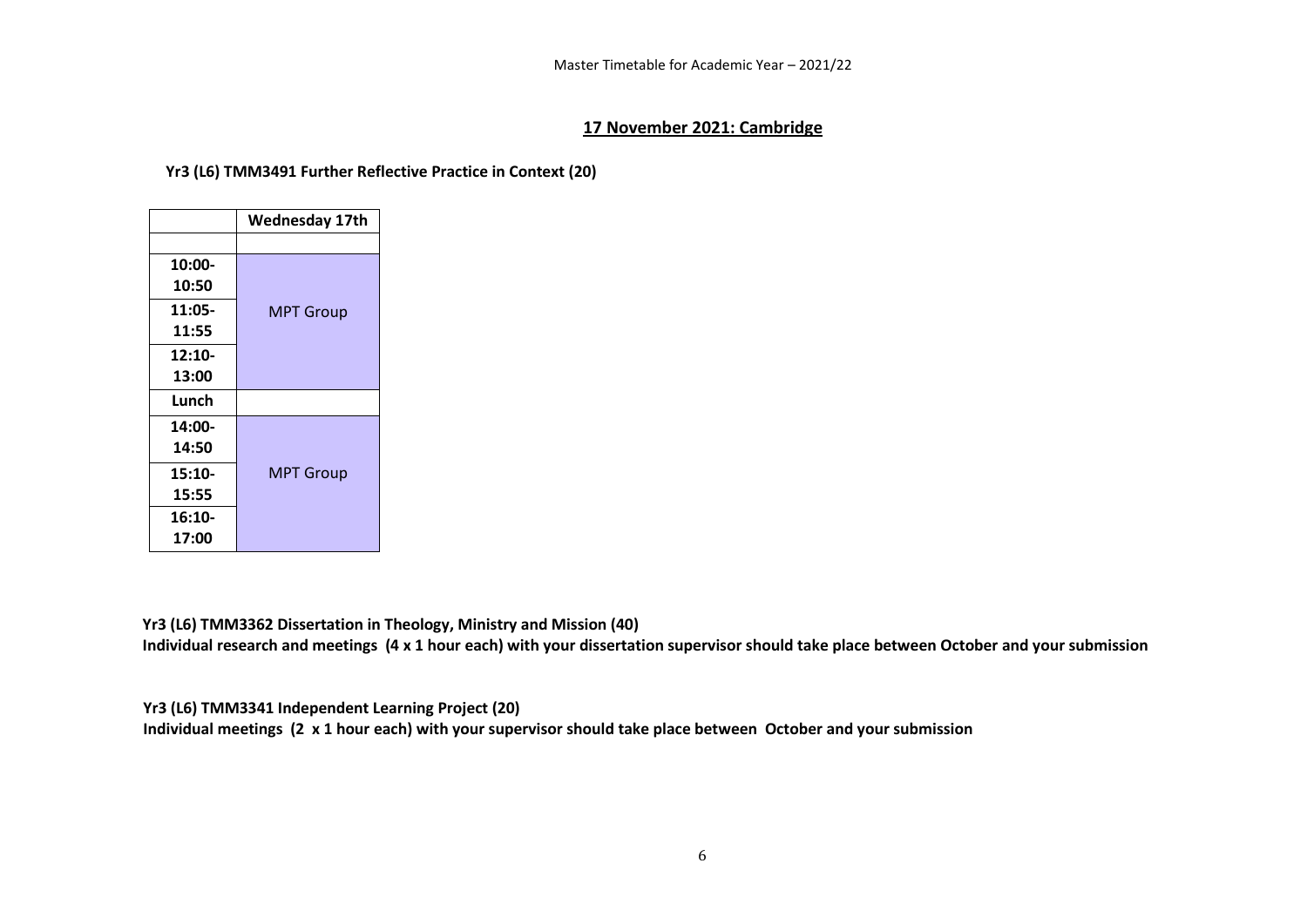## 17 November 2021: Cambridge

**Yr3 (L6) TMM3491 Further Reflective Practice in Context (20)**

| | Wednesday 17th |
|---|---|
| | |
| 10:00-10:50 | MPT Group |
| 11:05-11:55 | |
| 12:10-13:00 | |
| Lunch | |
| 14:00-14:50 | MPT Group |
| 15:10-15:55 | |
| 16:10-17:00 | |

**Yr3 (L6) TMM3362 Dissertation in Theology, Ministry and Mission (40)**
**Individual research and meetings (4 x 1 hour each) with your dissertation supervisor should take place between October and your submission**

**Yr3 (L6) TMM3341 Independent Learning Project (20)**
**Individual meetings (2 x 1 hour each) with your supervisor should take place between October and your submission**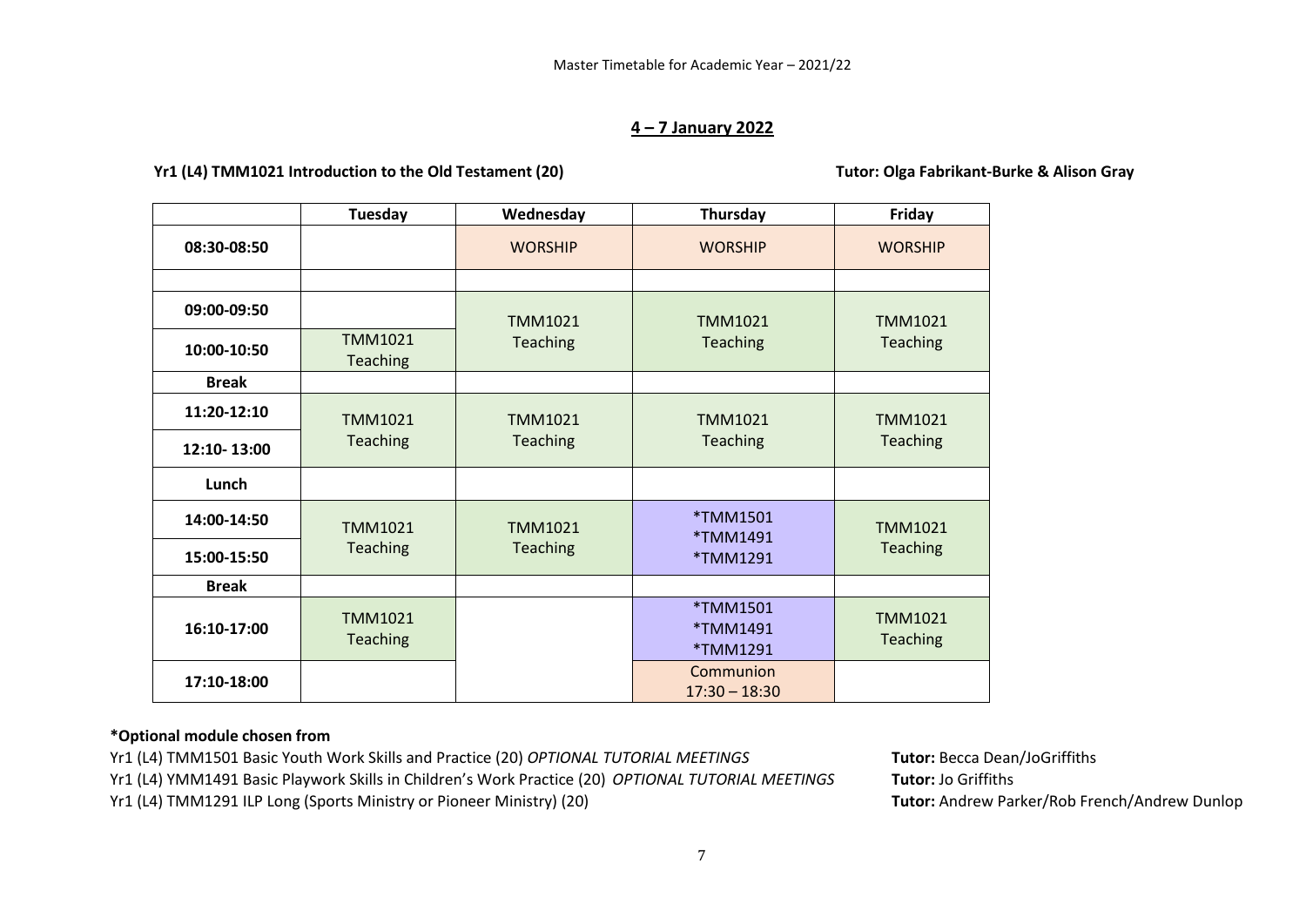Master Timetable for Academic Year – 2021/22

## 4 – 7 January 2022

**Yr1 (L4) TMM1021 Introduction to the Old Testament (20)** **Tutor: Olga Fabrikant-Burke & Alison Gray**

| | Tuesday | Wednesday | Thursday | Friday |
|---|---|---|---|---|
| **08:30-08:50** | | WORSHIP | WORSHIP | WORSHIP |
| | | | | |
| **09:00-09:50** | | TMM1021 Teaching | TMM1021 Teaching | TMM1021 Teaching |
| **10:00-10:50** | TMM1021 Teaching | | | |
| **Break** | | | | |
| **11:20-12:10** | TMM1021 Teaching | TMM1021 Teaching | TMM1021 Teaching | TMM1021 Teaching |
| **12:10- 13:00** | | | | |
| **Lunch** | | | | |
| **14:00-14:50** | TMM1021 Teaching | TMM1021 Teaching | *TMM1501 *TMM1491 *TMM1291 | TMM1021 Teaching |
| **15:00-15:50** | | | | |
| **Break** | | | | |
| **16:10-17:00** | TMM1021 Teaching | | *TMM1501 *TMM1491 *TMM1291 | TMM1021 Teaching |
| **17:10-18:00** | | | Communion 17:30 – 18:30 | |

**\*Optional module chosen from**

Yr1 (L4) TMM1501 Basic Youth Work Skills and Practice (20) *OPTIONAL TUTORIAL MEETINGS* **Tutor:** Becca Dean/JoGriffiths

Yr1 (L4) YMM1491 Basic Playwork Skills in Children's Work Practice (20) *OPTIONAL TUTORIAL MEETINGS* **Tutor:** Jo Griffiths

Yr1 (L4) TMM1291 ILP Long (Sports Ministry or Pioneer Ministry) (20) **Tutor:** Andrew Parker/Rob French/Andrew Dunlop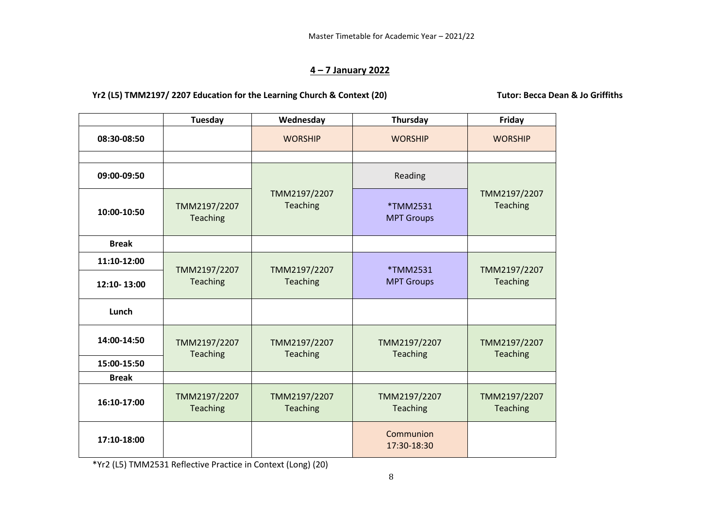Master Timetable for Academic Year – 2021/22

## 4 – 7 January 2022

**Yr2 (L5) TMM2197/ 2207 Education for the Learning Church & Context (20)** **Tutor: Becca Dean & Jo Griffiths**

| | Tuesday | Wednesday | Thursday | Friday |
|---|---|---|---|---|
| **08:30-08:50** | | WORSHIP | WORSHIP | WORSHIP |
| | | | | |
| **09:00-09:50** | | TMM2197/2207 Teaching | Reading | TMM2197/2207 Teaching |
| **10:00-10:50** | TMM2197/2207 Teaching | | *TMM2531 MPT Groups | |
| **Break** | | | | |
| **11:10-12:00** | TMM2197/2207 Teaching | TMM2197/2207 Teaching | *TMM2531 MPT Groups | TMM2197/2207 Teaching |
| **12:10- 13:00** | | | | |
| **Lunch** | | | | |
| **14:00-14:50** | TMM2197/2207 Teaching | TMM2197/2207 Teaching | TMM2197/2207 Teaching | TMM2197/2207 Teaching |
| **15:00-15:50** | | | | |
| **Break** | | | | |
| **16:10-17:00** | TMM2197/2207 Teaching | TMM2197/2207 Teaching | TMM2197/2207 Teaching | TMM2197/2207 Teaching |
| **17:10-18:00** | | | Communion 17:30-18:30 | |

*Yr2 (L5) TMM2531 Reflective Practice in Context (Long) (20)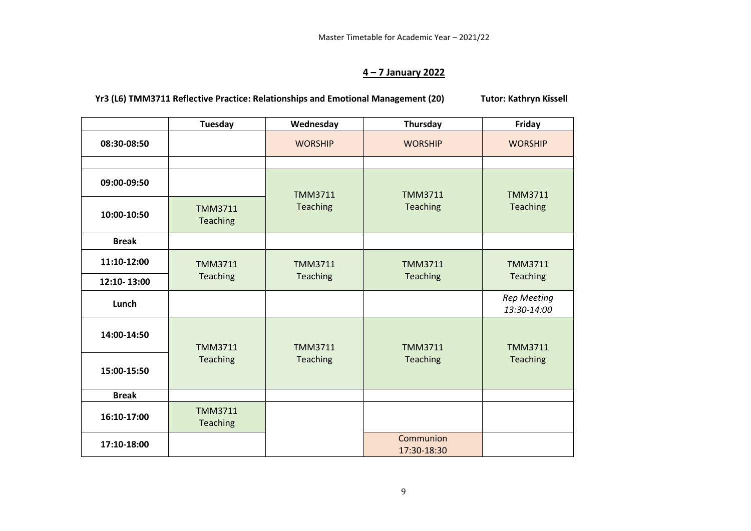Master Timetable for Academic Year – 2021/22

## 4 – 7 January 2022

**Yr3 (L6) TMM3711 Reflective Practice: Relationships and Emotional Management (20)** **Tutor: Kathryn Kissell**

| | Tuesday | Wednesday | Thursday | Friday |
|---|---|---|---|---|
| **08:30-08:50** | | WORSHIP | WORSHIP | WORSHIP |
| | | | | |
| **09:00-09:50** | | TMM3711 Teaching | TMM3711 Teaching | TMM3711 Teaching |
| **10:00-10:50** | TMM3711 Teaching | | | |
| **Break** | | | | |
| **11:10-12:00** | TMM3711 Teaching | TMM3711 Teaching | TMM3711 Teaching | TMM3711 Teaching |
| **12:10- 13:00** | | | | |
| **Lunch** | | | | *Rep Meeting 13:30-14:00* |
| **14:00-14:50** | TMM3711 Teaching | TMM3711 Teaching | TMM3711 Teaching | TMM3711 Teaching |
| **15:00-15:50** | | | | |
| **Break** | | | | |
| **16:10-17:00** | TMM3711 Teaching | | | |
| **17:10-18:00** | | | Communion 17:30-18:30 | |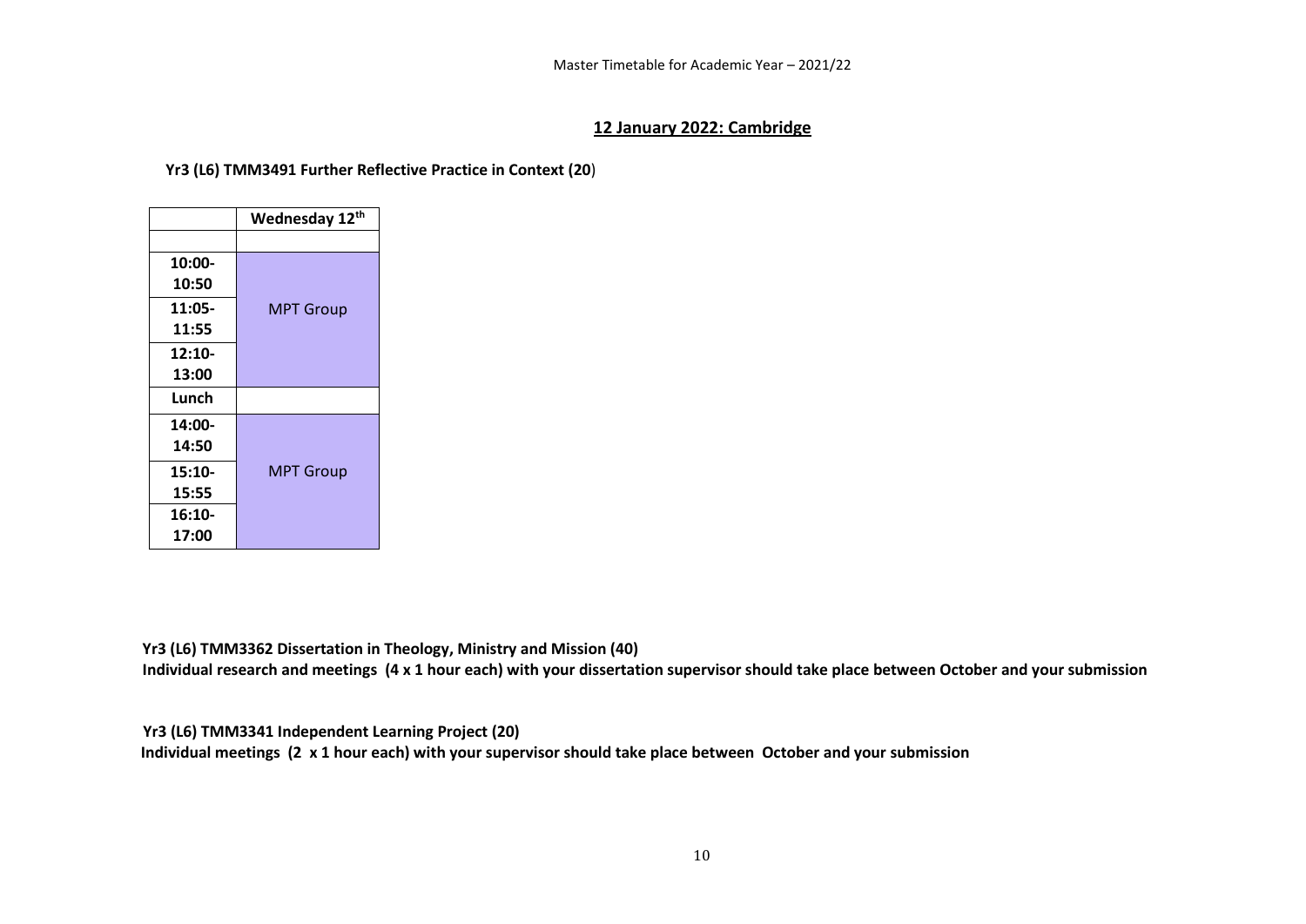## 12 January 2022: Cambridge

**Yr3 (L6) TMM3491 Further Reflective Practice in Context (20)**

| | Wednesday 12th |
|---|---|
| | |
| 10:00-10:50 | MPT Group |
| 11:05-11:55 | |
| 12:10-13:00 | |
| Lunch | |
| 14:00-14:50 | MPT Group |
| 15:10-15:55 | |
| 16:10-17:00 | |

**Yr3 (L6) TMM3362 Dissertation in Theology, Ministry and Mission (40)**
**Individual research and meetings (4 x 1 hour each) with your dissertation supervisor should take place between October and your submission**

**Yr3 (L6) TMM3341 Independent Learning Project (20)**
**Individual meetings (2 x 1 hour each) with your supervisor should take place between October and your submission**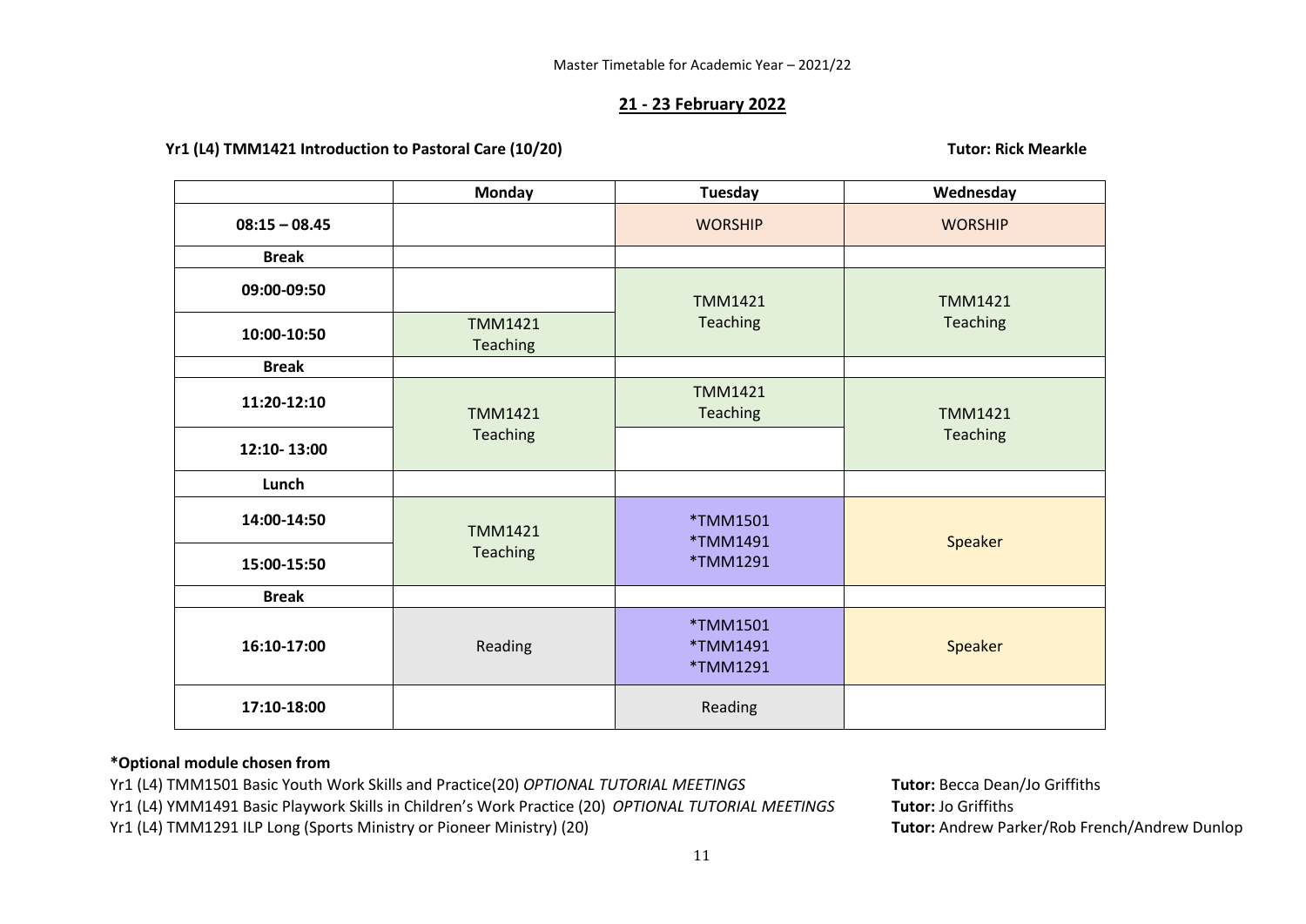Master Timetable for Academic Year – 2021/22

## 21 - 23 February 2022

**Yr1 (L4) TMM1421 Introduction to Pastoral Care (10/20)** **Tutor: Rick Mearkle**

| | Monday | Tuesday | Wednesday |
|---|---|---|---|
| **08:15 – 08.45** | | WORSHIP | WORSHIP |
| **Break** | | | |
| **09:00-09:50** | | TMM1421 Teaching | TMM1421 Teaching |
| **10:00-10:50** | TMM1421 Teaching | | |
| **Break** | | | |
| **11:20-12:10** | TMM1421 Teaching | TMM1421 Teaching | TMM1421 Teaching |
| **12:10- 13:00** | | | |
| **Lunch** | | | |
| **14:00-14:50** | TMM1421 Teaching | *TMM1501 *TMM1491 *TMM1291 | Speaker |
| **15:00-15:50** | | | |
| **Break** | | | |
| **16:10-17:00** | Reading | *TMM1501 *TMM1491 *TMM1291 | Speaker |
| **17:10-18:00** | | Reading | |

**\*Optional module chosen from**

Yr1 (L4) TMM1501 Basic Youth Work Skills and Practice(20) *OPTIONAL TUTORIAL MEETINGS* — **Tutor:** Becca Dean/Jo Griffiths

Yr1 (L4) YMM1491 Basic Playwork Skills in Children's Work Practice (20) *OPTIONAL TUTORIAL MEETINGS* — **Tutor:** Jo Griffiths

Yr1 (L4) TMM1291 ILP Long (Sports Ministry or Pioneer Ministry) (20) — **Tutor:** Andrew Parker/Rob French/Andrew Dunlop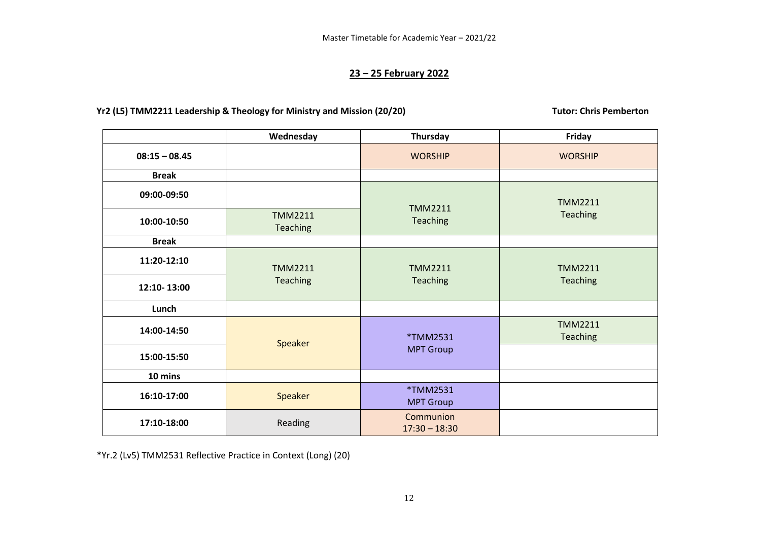Master Timetable for Academic Year – 2021/22

## 23 – 25 February 2022

**Yr2 (L5) TMM2211 Leadership & Theology for Ministry and Mission (20/20)** **Tutor: Chris Pemberton**

| | Wednesday | Thursday | Friday |
|---|---|---|---|
| **08:15 – 08.45** | | WORSHIP | WORSHIP |
| **Break** | | | |
| **09:00-09:50** | | TMM2211 Teaching | TMM2211 Teaching |
| **10:00-10:50** | TMM2211 Teaching | | |
| **Break** | | | |
| **11:20-12:10** | TMM2211 Teaching | TMM2211 Teaching | TMM2211 Teaching |
| **12:10- 13:00** | | | |
| **Lunch** | | | |
| **14:00-14:50** | Speaker | *TMM2531 MPT Group | TMM2211 Teaching |
| **15:00-15:50** | | | |
| **10 mins** | | | |
| **16:10-17:00** | Speaker | *TMM2531 MPT Group | |
| **17:10-18:00** | Reading | Communion 17:30 – 18:30 | |

*Yr.2 (Lv5) TMM2531 Reflective Practice in Context (Long) (20)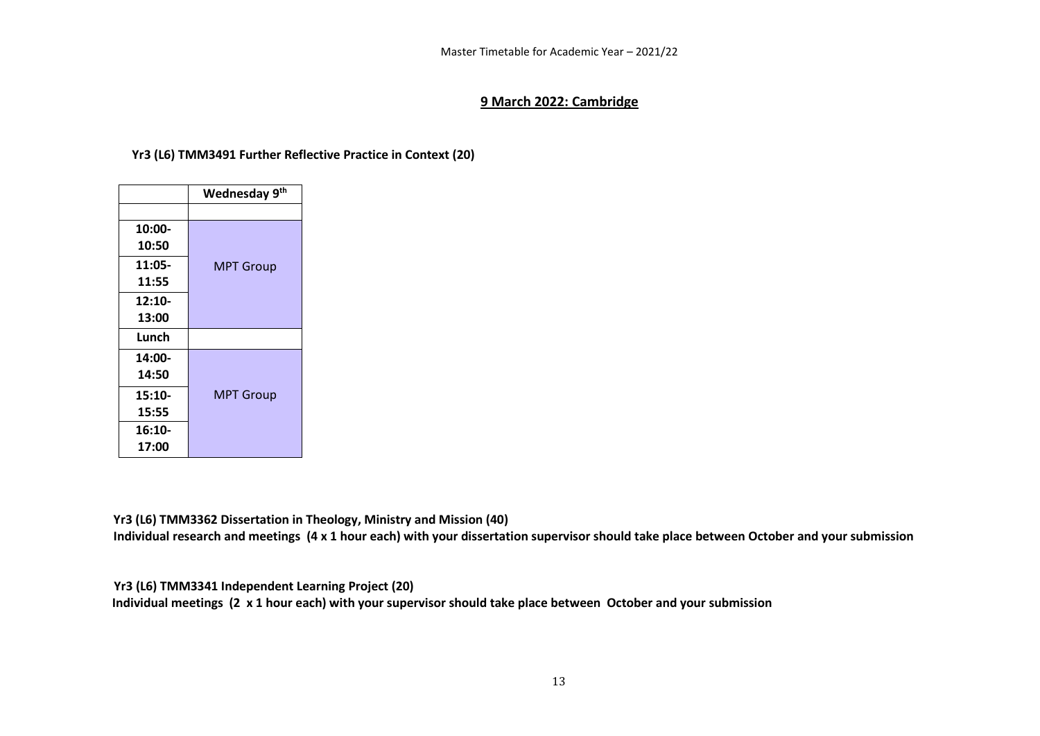Master Timetable for Academic Year – 2021/22

## 9 March 2022: Cambridge

**Yr3 (L6) TMM3491 Further Reflective Practice in Context (20)**

| | **Wednesday 9th** |
|---|---|
| | |
| **10:00-10:50** | MPT Group |
| **11:05-11:55** | |
| **12:10-13:00** | |
| **Lunch** | |
| **14:00-14:50** | MPT Group |
| **15:10-15:55** | |
| **16:10-17:00** | |

**Yr3 (L6) TMM3362 Dissertation in Theology, Ministry and Mission (40)**
**Individual research and meetings (4 x 1 hour each) with your dissertation supervisor should take place between October and your submission**

**Yr3 (L6) TMM3341 Independent Learning Project (20)**
**Individual meetings (2 x 1 hour each) with your supervisor should take place between October and your submission**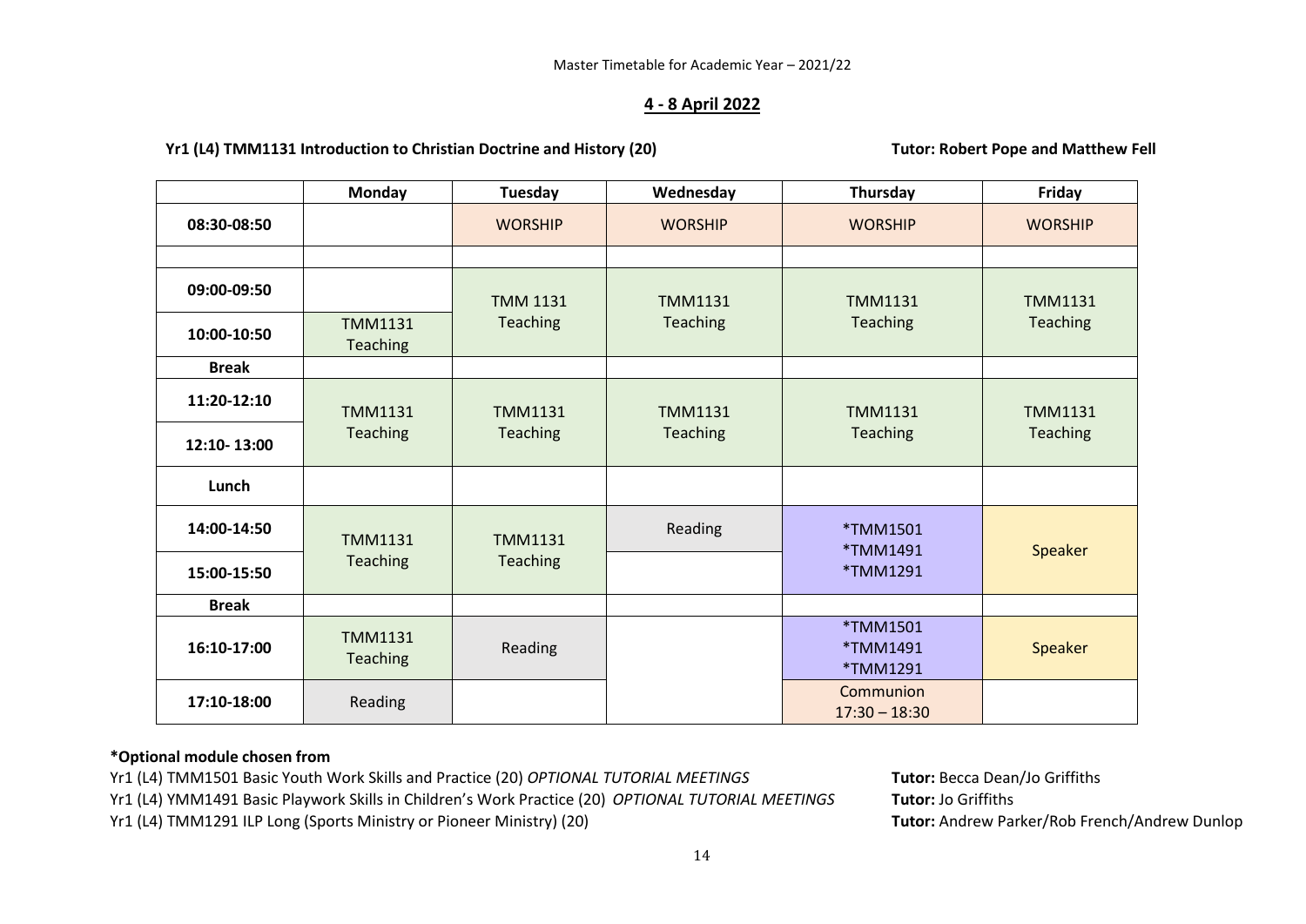Master Timetable for Academic Year – 2021/22

## 4 - 8 April 2022

**Yr1 (L4) TMM1131 Introduction to Christian Doctrine and History (20)** **Tutor: Robert Pope and Matthew Fell**

| | Monday | Tuesday | Wednesday | Thursday | Friday |
|---|---|---|---|---|---|
| **08:30-08:50** | | WORSHIP | WORSHIP | WORSHIP | WORSHIP |
| | | | | | |
| **09:00-09:50** | | TMM 1131 Teaching | TMM1131 Teaching | TMM1131 Teaching | TMM1131 Teaching |
| **10:00-10:50** | TMM1131 Teaching | | | | |
| **Break** | | | | | |
| **11:20-12:10** | TMM1131 Teaching | TMM1131 Teaching | TMM1131 Teaching | TMM1131 Teaching | TMM1131 Teaching |
| **12:10- 13:00** | | | | | |
| **Lunch** | | | | | |
| **14:00-14:50** | TMM1131 Teaching | TMM1131 Teaching | Reading | *TMM1501 *TMM1491 *TMM1291 | Speaker |
| **15:00-15:50** | | | | | |
| **Break** | | | | | |
| **16:10-17:00** | TMM1131 Teaching | Reading | | *TMM1501 *TMM1491 *TMM1291 | Speaker |
| **17:10-18:00** | Reading | | | Communion 17:30 – 18:30 | |

**\*Optional module chosen from**

Yr1 (L4) TMM1501 Basic Youth Work Skills and Practice (20) *OPTIONAL TUTORIAL MEETINGS* **Tutor:** Becca Dean/Jo Griffiths

Yr1 (L4) YMM1491 Basic Playwork Skills in Children's Work Practice (20) *OPTIONAL TUTORIAL MEETINGS* **Tutor:** Jo Griffiths

Yr1 (L4) TMM1291 ILP Long (Sports Ministry or Pioneer Ministry) (20) **Tutor:** Andrew Parker/Rob French/Andrew Dunlop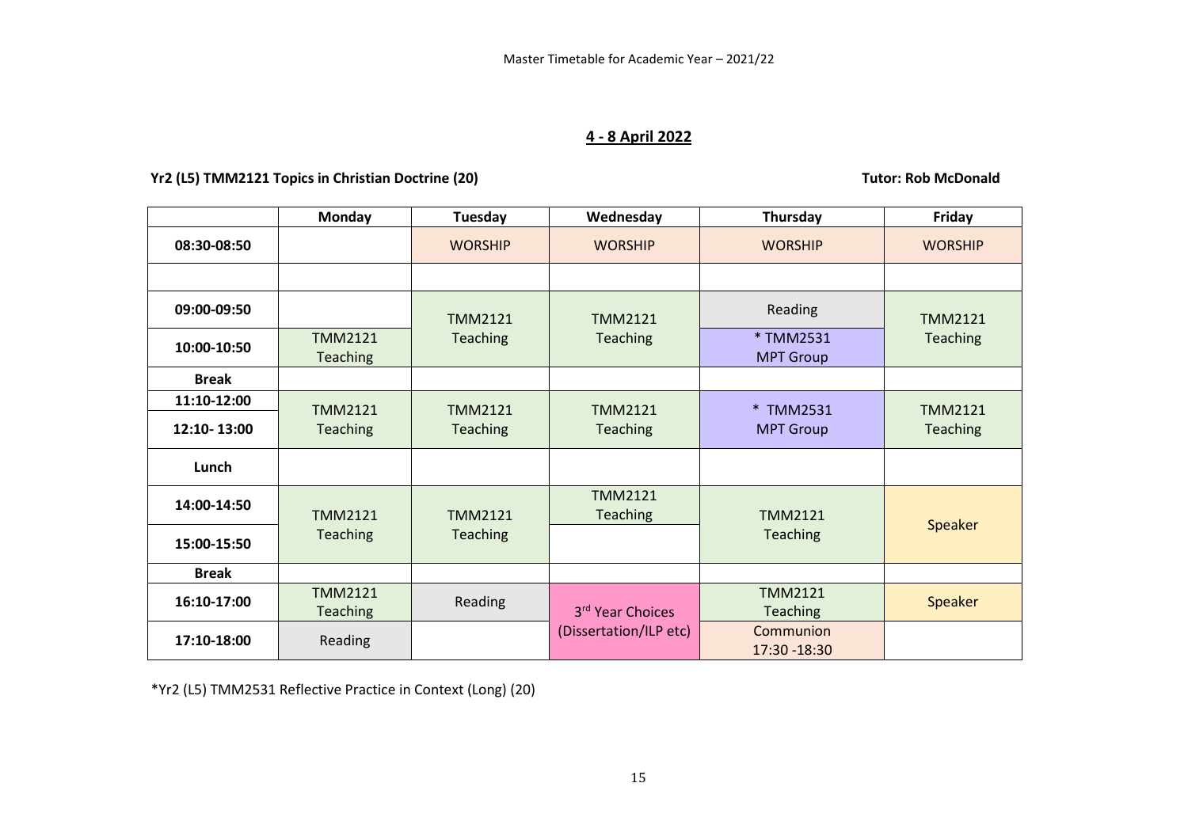Master Timetable for Academic Year – 2021/22

## 4 - 8 April 2022

**Yr2 (L5) TMM2121 Topics in Christian Doctrine (20)** **Tutor: Rob McDonald**

| | Monday | Tuesday | Wednesday | Thursday | Friday |
|---|---|---|---|---|---|
| **08:30-08:50** | | WORSHIP | WORSHIP | WORSHIP | WORSHIP |
| | | | | | |
| **09:00-09:50** | | TMM2121 Teaching | TMM2121 Teaching | Reading | TMM2121 Teaching |
| **10:00-10:50** | TMM2121 Teaching | | | * TMM2531 MPT Group | |
| **Break** | | | | | |
| **11:10-12:00** | TMM2121 Teaching | TMM2121 Teaching | TMM2121 Teaching | * TMM2531 MPT Group | TMM2121 Teaching |
| **12:10- 13:00** | | | | | |
| **Lunch** | | | | | |
| **14:00-14:50** | TMM2121 Teaching | TMM2121 Teaching | TMM2121 Teaching | TMM2121 Teaching | Speaker |
| **15:00-15:50** | | | | | |
| **Break** | | | | | |
| **16:10-17:00** | TMM2121 Teaching | Reading | 3rd Year Choices (Dissertation/ILP etc) | TMM2121 Teaching | Speaker |
| **17:10-18:00** | Reading | | | Communion 17:30 -18:30 | |

*Yr2 (L5) TMM2531 Reflective Practice in Context (Long) (20)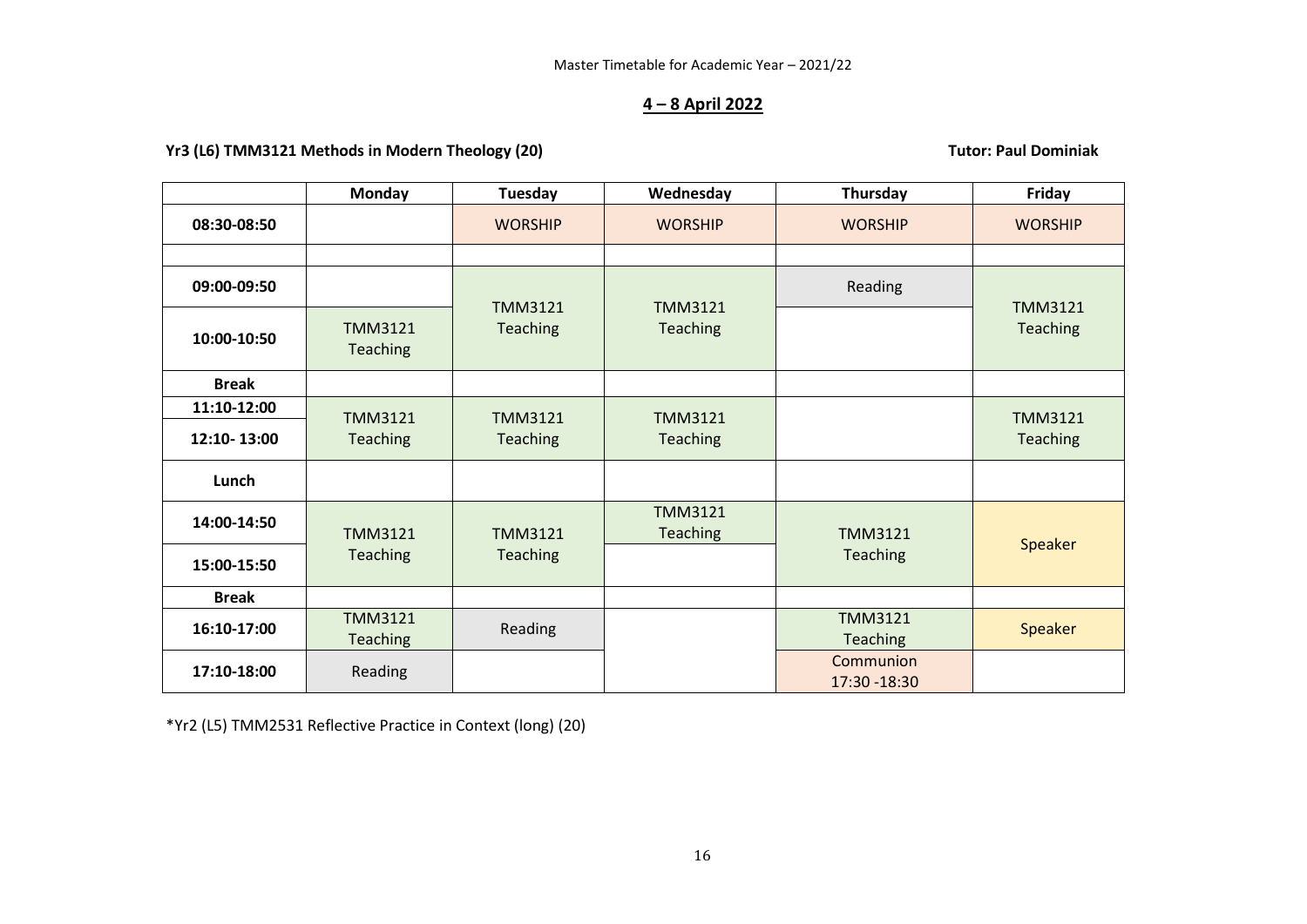Master Timetable for Academic Year – 2021/22

## 4 – 8 April 2022

**Yr3 (L6) TMM3121 Methods in Modern Theology (20)** **Tutor: Paul Dominiak**

| | Monday | Tuesday | Wednesday | Thursday | Friday |
|---|---|---|---|---|---|
| **08:30-08:50** | | WORSHIP | WORSHIP | WORSHIP | WORSHIP |
| | | | | | |
| **09:00-09:50** | | TMM3121 Teaching | TMM3121 Teaching | Reading | TMM3121 Teaching |
| **10:00-10:50** | TMM3121 Teaching | | | | |
| **Break** | | | | | |
| **11:10-12:00** | TMM3121 Teaching | TMM3121 Teaching | TMM3121 Teaching | | TMM3121 Teaching |
| **12:10- 13:00** | | | | | |
| **Lunch** | | | | | |
| **14:00-14:50** | TMM3121 Teaching | TMM3121 Teaching | TMM3121 Teaching | TMM3121 Teaching | Speaker |
| **15:00-15:50** | | | | | |
| **Break** | | | | | |
| **16:10-17:00** | TMM3121 Teaching | Reading | | TMM3121 Teaching | Speaker |
| **17:10-18:00** | Reading | | | Communion 17:30 -18:30 | |

*Yr2 (L5) TMM2531 Reflective Practice in Context (long) (20)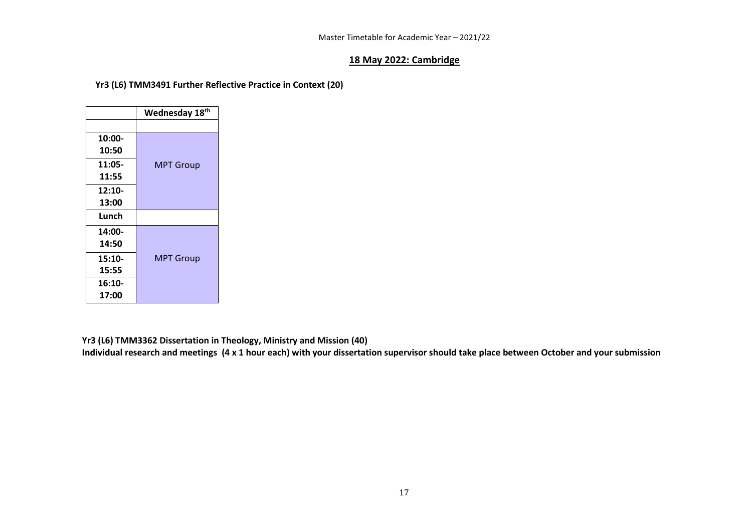Master Timetable for Academic Year – 2021/22

## 18 May 2022: Cambridge

**Yr3 (L6) TMM3491 Further Reflective Practice in Context (20)**

| | Wednesday 18th |
|---|---|
| | |
| **10:00-10:50** | MPT Group |
| **11:05-11:55** | |
| **12:10-13:00** | |
| **Lunch** | |
| **14:00-14:50** | MPT Group |
| **15:10-15:55** | |
| **16:10-17:00** | |

**Yr3 (L6) TMM3362 Dissertation in Theology, Ministry and Mission (40)**
**Individual research and meetings (4 x 1 hour each) with your dissertation supervisor should take place between October and your submission**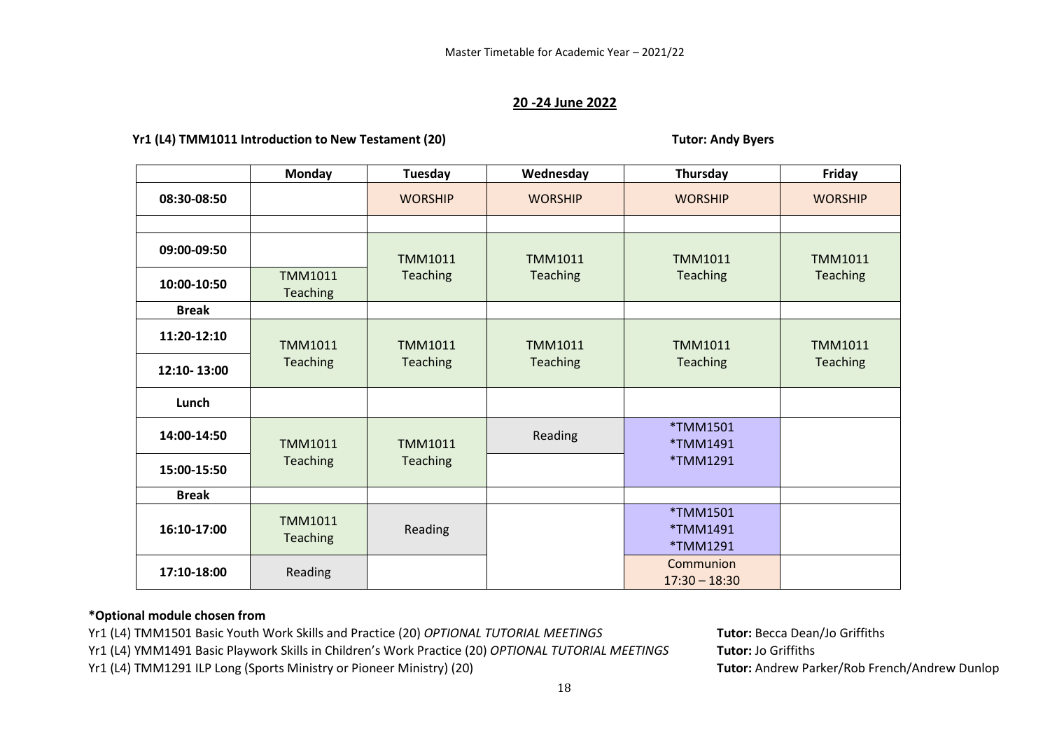Master Timetable for Academic Year – 2021/22

## 20 -24 June 2022

**Yr1 (L4) TMM1011 Introduction to New Testament (20)** **Tutor: Andy Byers**

| | Monday | Tuesday | Wednesday | Thursday | Friday |
|---|---|---|---|---|---|
| **08:30-08:50** | | WORSHIP | WORSHIP | WORSHIP | WORSHIP |
| | | | | | |
| **09:00-09:50** | | TMM1011 Teaching | TMM1011 Teaching | TMM1011 Teaching | TMM1011 Teaching |
| **10:00-10:50** | TMM1011 Teaching | | | | |
| **Break** | | | | | |
| **11:20-12:10** | TMM1011 Teaching | TMM1011 Teaching | TMM1011 Teaching | TMM1011 Teaching | TMM1011 Teaching |
| **12:10- 13:00** | | | | | |
| **Lunch** | | | | | |
| **14:00-14:50** | TMM1011 Teaching | TMM1011 Teaching | Reading | *TMM1501 *TMM1491 *TMM1291 | |
| **15:00-15:50** | | | | | |
| **Break** | | | | | |
| **16:10-17:00** | TMM1011 Teaching | Reading | | *TMM1501 *TMM1491 *TMM1291 | |
| **17:10-18:00** | Reading | | | Communion 17:30 – 18:30 | |

**\*Optional module chosen from**

Yr1 (L4) TMM1501 Basic Youth Work Skills and Practice (20) *OPTIONAL TUTORIAL MEETINGS* **Tutor:** Becca Dean/Jo Griffiths
Yr1 (L4) YMM1491 Basic Playwork Skills in Children's Work Practice (20) *OPTIONAL TUTORIAL MEETINGS* **Tutor:** Jo Griffiths
Yr1 (L4) TMM1291 ILP Long (Sports Ministry or Pioneer Ministry) (20) **Tutor:** Andrew Parker/Rob French/Andrew Dunlop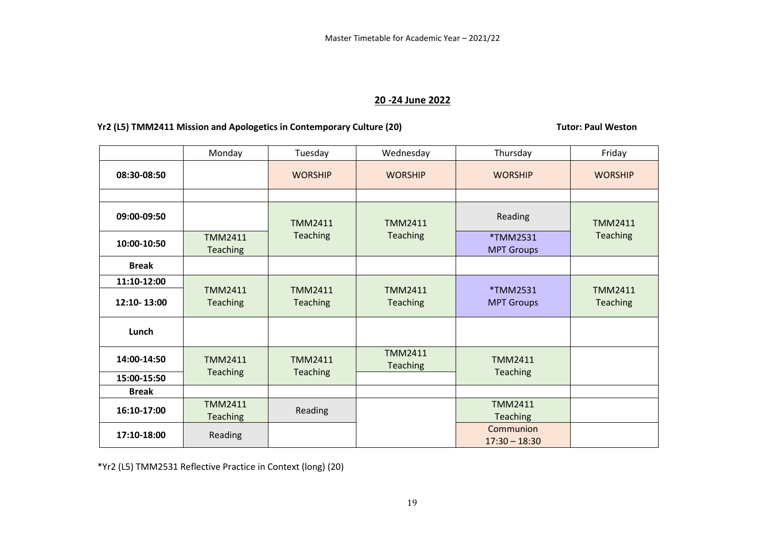Master Timetable for Academic Year – 2021/22

## 20 -24 June 2022

**Yr2 (L5) TMM2411 Mission and Apologetics in Contemporary Culture (20)** **Tutor: Paul Weston**

| | Monday | Tuesday | Wednesday | Thursday | Friday |
|---|---|---|---|---|---|
| **08:30-08:50** | | WORSHIP | WORSHIP | WORSHIP | WORSHIP |
| | | | | | |
| **09:00-09:50** | | TMM2411 Teaching | TMM2411 Teaching | Reading | TMM2411 Teaching |
| **10:00-10:50** | TMM2411 Teaching | | | *TMM2531 MPT Groups | |
| **Break** | | | | | |
| **11:10-12:00** | TMM2411 Teaching | TMM2411 Teaching | TMM2411 Teaching | *TMM2531 MPT Groups | TMM2411 Teaching |
| **12:10- 13:00** | | | | | |
| **Lunch** | | | | | |
| **14:00-14:50** | TMM2411 Teaching | TMM2411 Teaching | TMM2411 Teaching | TMM2411 Teaching | |
| **15:00-15:50** | | | | | |
| **Break** | | | | | |
| **16:10-17:00** | TMM2411 Teaching | Reading | | TMM2411 Teaching | |
| **17:10-18:00** | Reading | | | Communion 17:30 – 18:30 | |

*Yr2 (L5) TMM2531 Reflective Practice in Context (long) (20)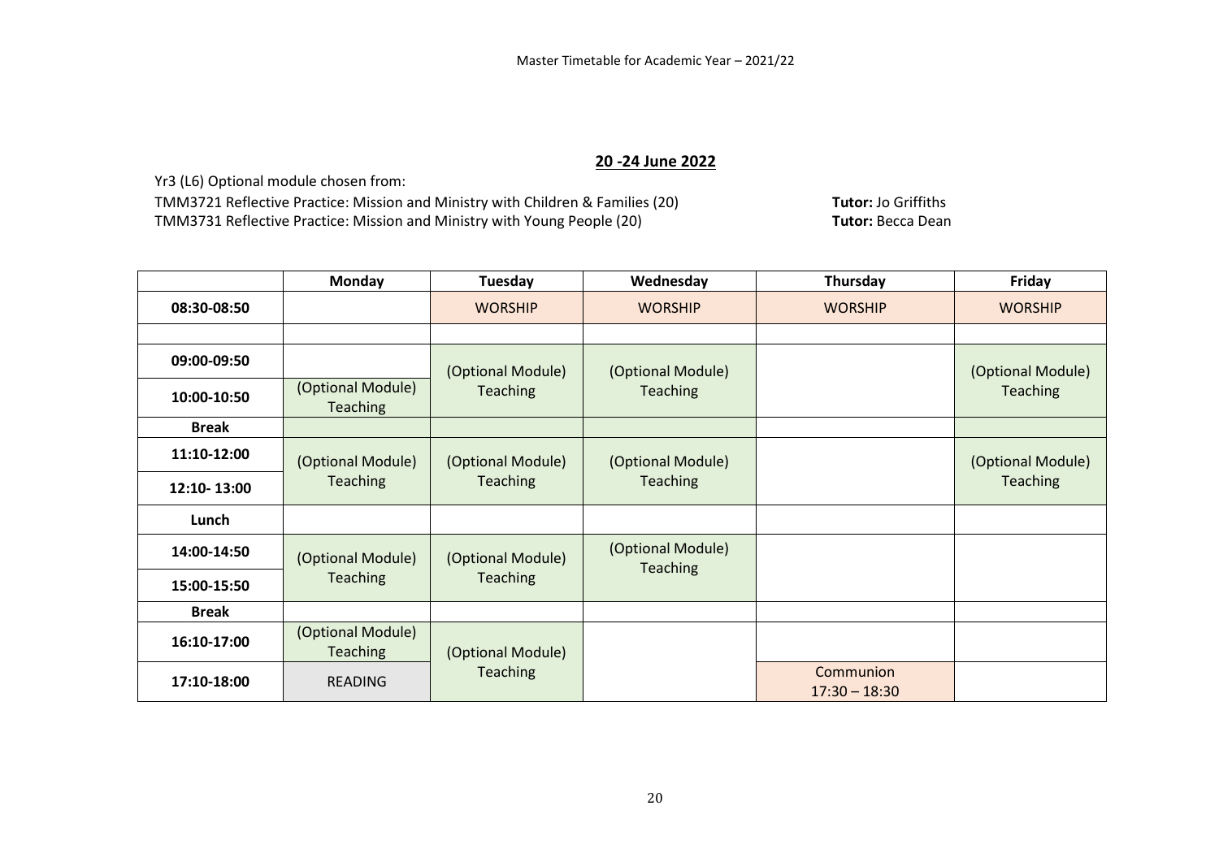Master Timetable for Academic Year – 2021/22

## 20 -24 June 2022

Yr3 (L6) Optional module chosen from:

TMM3721 Reflective Practice: Mission and Ministry with Children & Families (20) **Tutor:** Jo Griffiths

TMM3731 Reflective Practice: Mission and Ministry with Young People (20) **Tutor:** Becca Dean

| | Monday | Tuesday | Wednesday | Thursday | Friday |
|---|---|---|---|---|---|
| **08:30-08:50** | | WORSHIP | WORSHIP | WORSHIP | WORSHIP |
| | | | | | |
| **09:00-09:50** | | (Optional Module) Teaching | (Optional Module) Teaching | | (Optional Module) Teaching |
| **10:00-10:50** | (Optional Module) Teaching | | | | |
| **Break** | | | | | |
| **11:10-12:00** | (Optional Module) Teaching | (Optional Module) Teaching | (Optional Module) Teaching | | (Optional Module) Teaching |
| **12:10- 13:00** | | | | | |
| **Lunch** | | | | | |
| **14:00-14:50** | (Optional Module) Teaching | (Optional Module) Teaching | (Optional Module) Teaching | | |
| **15:00-15:50** | | | | | |
| **Break** | | | | | |
| **16:10-17:00** | (Optional Module) Teaching | (Optional Module) Teaching | | | |
| **17:10-18:00** | READING | | | Communion 17:30 – 18:30 | |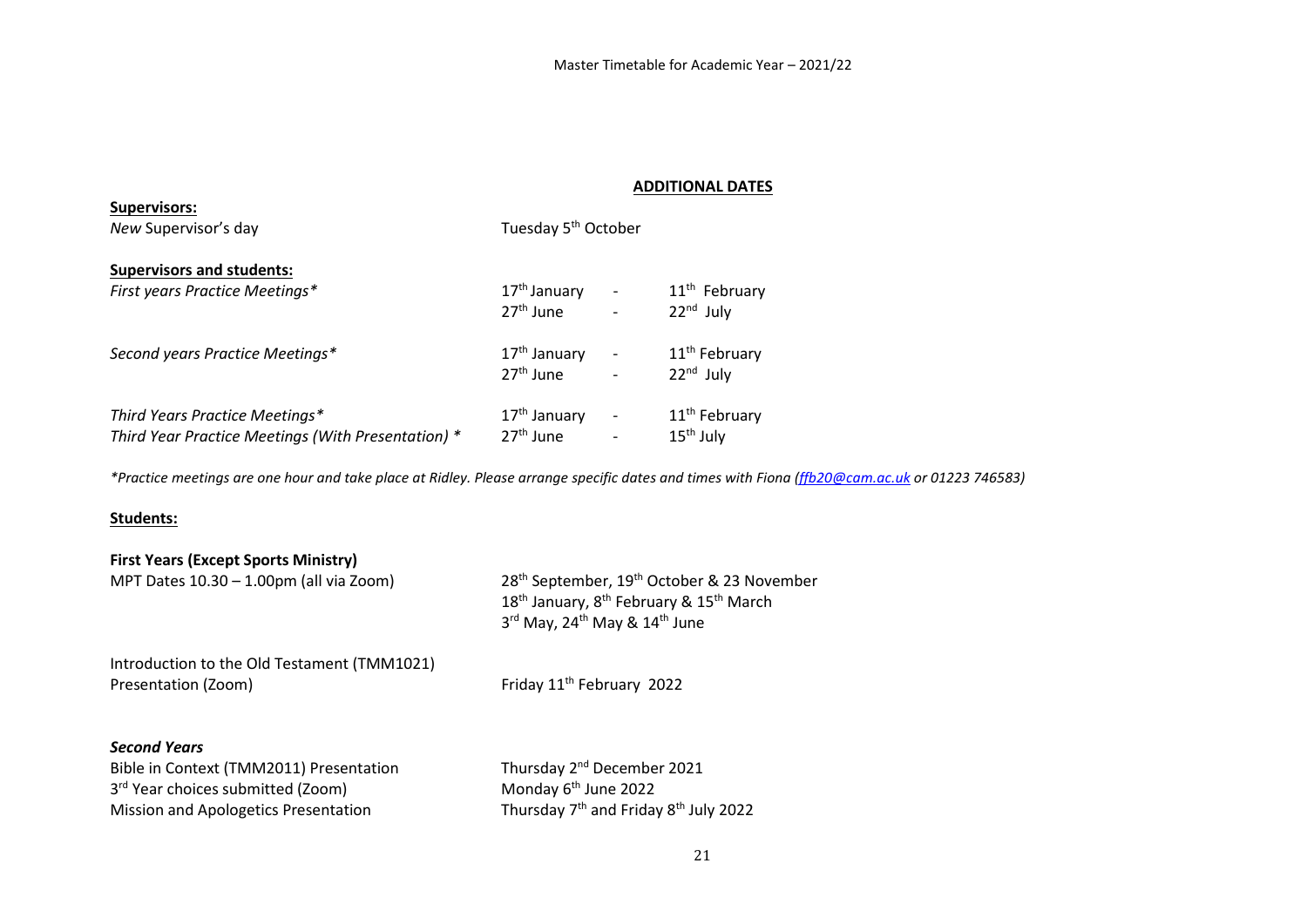## ADDITIONAL DATES

**Supervisors:**

| | |
|---|---|
| *New* Supervisor's day | Tuesday 5th October |

**Supervisors and students:**

| | | | |
|---|---|---|---|
| *First years Practice Meetings** | 17th January | - | 11th February |
| | 27th June | - | 22nd July |
| *Second years Practice Meetings** | 17th January | - | 11th February |
| | 27th June | - | 22nd July |
| *Third Years Practice Meetings** | 17th January | - | 11th February |
| *Third Year Practice Meetings (With Presentation) ** | 27th June | - | 15th July |

**Practice meetings are one hour and take place at Ridley. Please arrange specific dates and times with Fiona ([ffb20@cam.ac.uk](mailto:ffb20@cam.ac.uk) or 01223 746583)*

**Students:**

**First Years (Except Sports Ministry)**

| | |
|---|---|
| MPT Dates 10.30 – 1.00pm (all via Zoom) | 28th September, 19th October & 23 November<br>18th January, 8th February & 15th March<br>3rd May, 24th May & 14th June |
| Introduction to the Old Testament (TMM1021) Presentation (Zoom) | Friday 11th February 2022 |

***Second Years***

| | |
|---|---|
| Bible in Context (TMM2011) Presentation | Thursday 2nd December 2021 |
| 3rd Year choices submitted (Zoom) | Monday 6th June 2022 |
| Mission and Apologetics Presentation | Thursday 7th and Friday 8th July 2022 |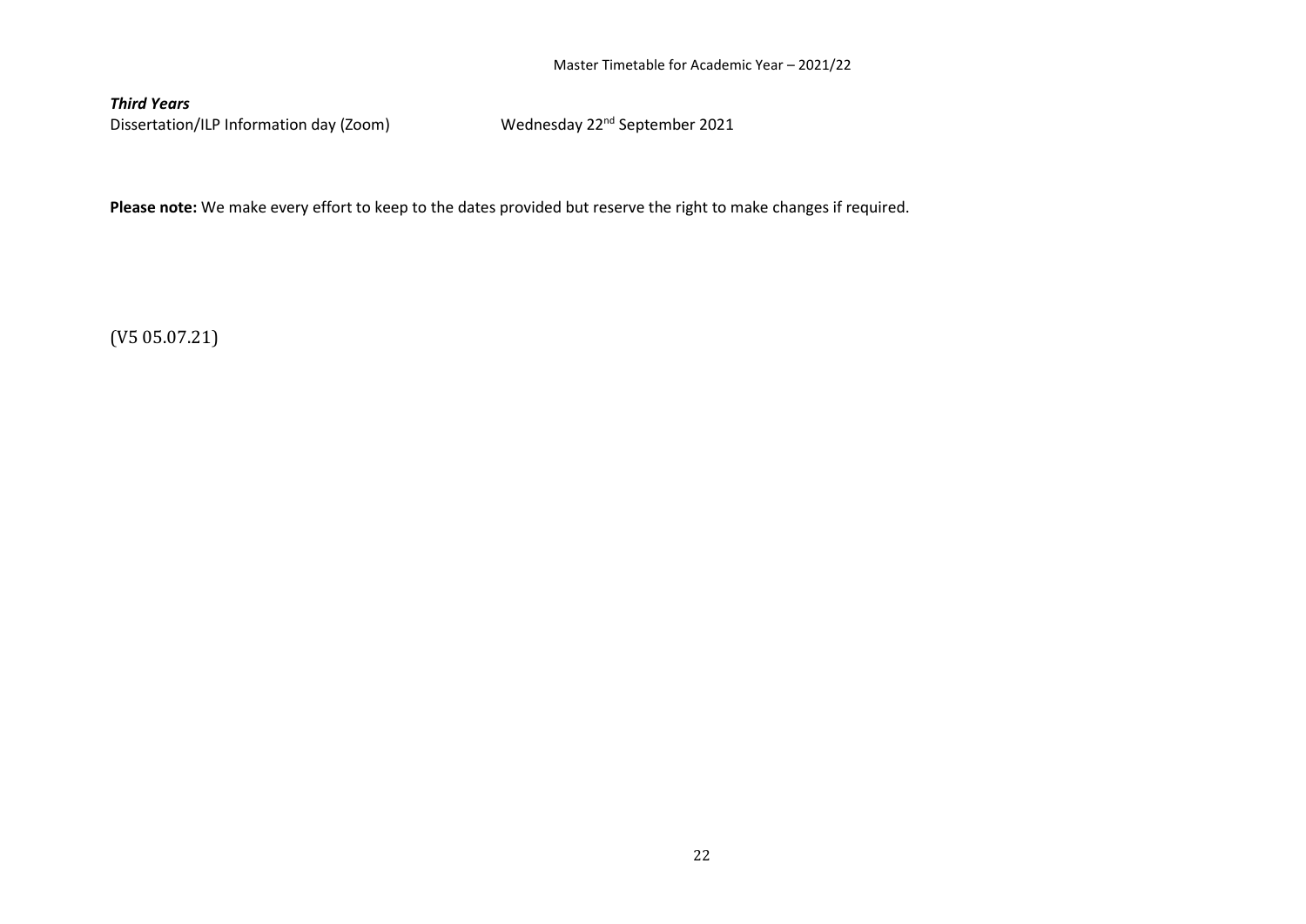***Third Years***

Dissertation/ILP Information day (Zoom) Wednesday 22nd September 2021

**Please note:** We make every effort to keep to the dates provided but reserve the right to make changes if required.

(V5 05.07.21)